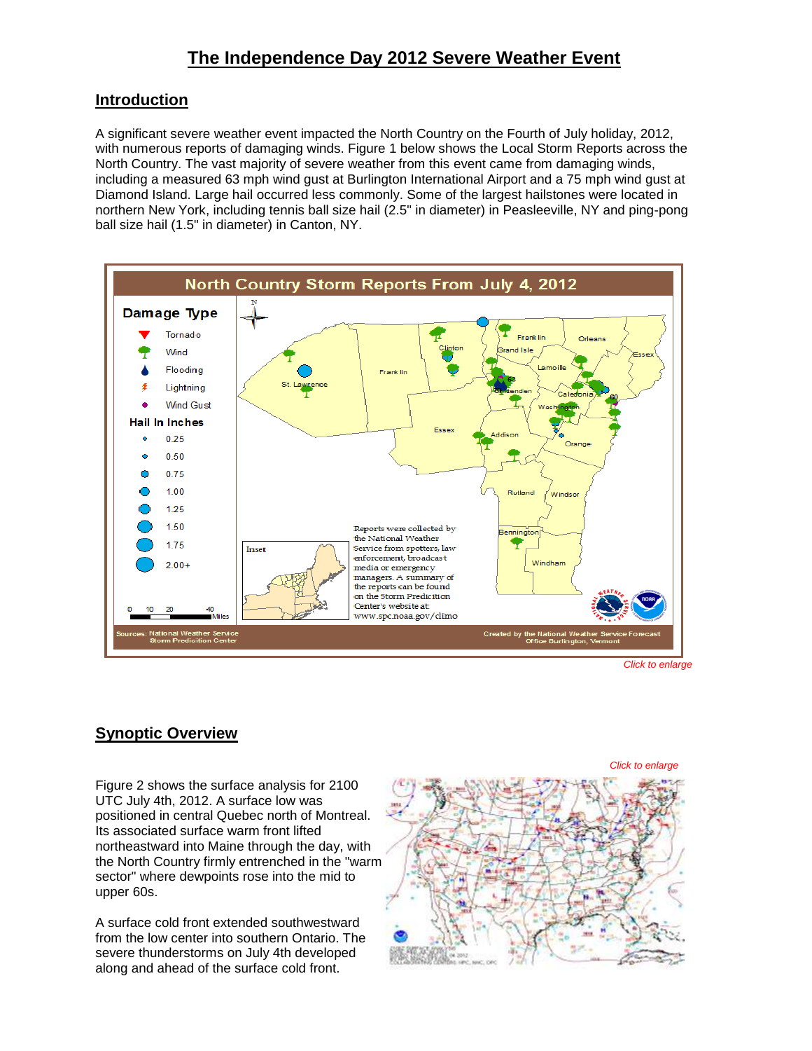# The Independence Day 2012 Severe Weather Event

## Introduction

A significant severe weather event impacted the North Country on the Fourth of July holiday, 2012, with numerous reports of damaging winds. Figure 1 below shows the Local Storm Reports across the North Country. The vast majority of severe weather from this event came from damaging winds, including a measured 63 mph wind gust at Burlington International Airport and a 75 mph wind gust at Diamond Island. Large hail occurred less commonly. Some of the largest hailstones were located in northern New York, including tennis ball size hail (2.5" in diameter) in Peasleeville, NY and ping-pong ball size hail (1.5" in diameter) in Canton, NY.

*Click to enlarge*

## Synoptic Overview

*Click to enlarge*

Figure 2 shows the surface analysis for 2100 UTC July 4th, 2012. A surface low was positioned in central Quebec north of Montreal. Its associated surface warm front lifted northeastward into Maine through the day, with the North Country firmly entrenched in the "warm sector" where dewpoints rose into the mid to upper 60s.

A surface cold front extended southwestward from the low center into southern Ontario. The severe thunderstorms on July 4th developed along and ahead of the surface cold front.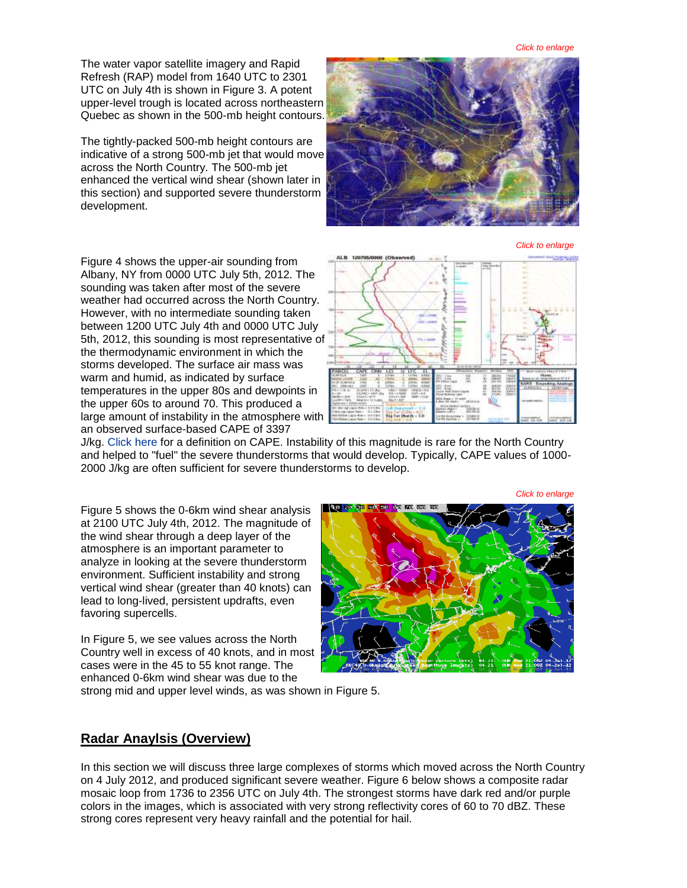*Click to enlarge*

The water vapor satellite imagery and Rapid Refresh (RAP) model from 1640 UTC to 2301 UTC on July 4th is shown in Figure 3. A potent upper-level trough is located across northeastern Quebec as shown in the 500-mb height contours.

The tightly-packed 500-mb height contours are indicative of a strong 500-mb jet that would move across the North Country. The 500-mb jet enhanced the vertical wind shear (shown later in this section) and supported severe thunderstorm development.

*Click to enlarge*

Figure 4 shows the upper-air sounding from Albany, NY from 0000 UTC July 5th, 2012. The sounding was taken after most of the severe weather had occurred across the North Country. However, with no intermediate sounding taken between 1200 UTC July 4th and 0000 UTC July 5th, 2012, this sounding is most representative of the thermodynamic environment in which the storms developed. The surface air mass was warm and humid, as indicated by surface temperatures in the upper 80s and dewpoints in the upper 60s to around 70. This produced a large amount of instability in the atmosphere with an observed surface-based CAPE of 3397 J/kg. Click here for a definition on CAPE. Instability of this magnitude is rare for the North Country and helped to "fuel" the severe thunderstorms that would develop. Typically, CAPE values of 1000-2000 J/kg are often sufficient for severe thunderstorms to develop.

*Click to enlarge*

Figure 5 shows the 0-6km wind shear analysis at 2100 UTC July 4th, 2012. The magnitude of the wind shear through a deep layer of the atmosphere is an important parameter to analyze in looking at the severe thunderstorm environment. Sufficient instability and strong vertical wind shear (greater than 40 knots) can lead to long-lived, persistent updrafts, even favoring supercells.

In Figure 5, we see values across the North Country well in excess of 40 knots, and in most cases were in the 45 to 55 knot range. The enhanced 0-6km wind shear was due to the strong mid and upper level winds, as was shown in Figure 5.

## Radar Anaylsis (Overview)

In this section we will discuss three large complexes of storms which moved across the North Country on 4 July 2012, and produced significant severe weather. Figure 6 below shows a composite radar mosaic loop from 1736 to 2356 UTC on July 4th. The strongest storms have dark red and/or purple colors in the images, which is associated with very strong reflectivity cores of 60 to 70 dBZ. These strong cores represent very heavy rainfall and the potential for hail.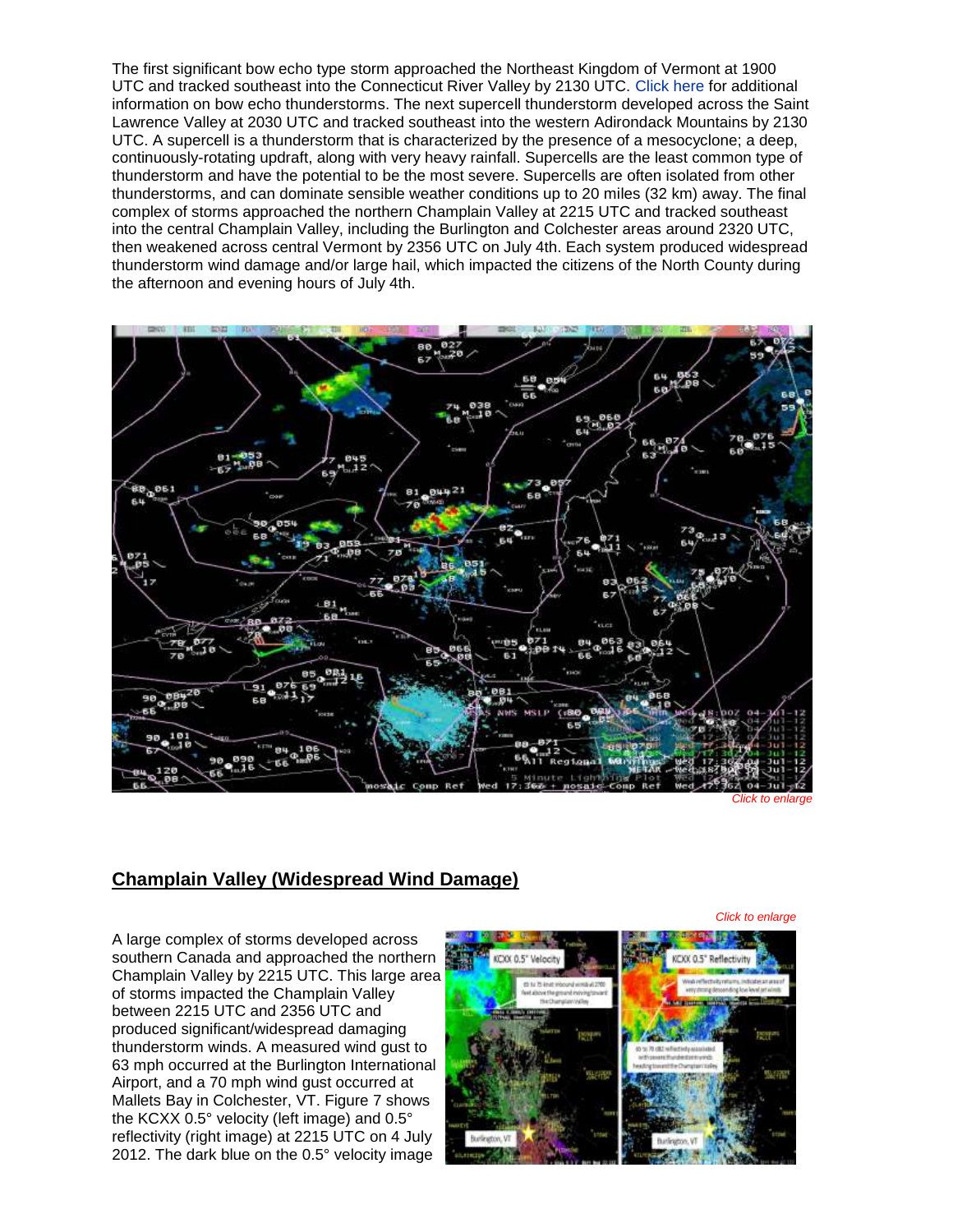The first significant bow echo type storm approached the Northeast Kingdom of Vermont at 1900 UTC and tracked southeast into the Connecticut River Valley by 2130 UTC. Click here for additional information on bow echo thunderstorms. The next supercell thunderstorm developed across the Saint Lawrence Valley at 2030 UTC and tracked southeast into the western Adirondack Mountains by 2130 UTC. A supercell is a thunderstorm that is characterized by the presence of a mesocyclone; a deep, continuously-rotating updraft, along with very heavy rainfall. Supercells are the least common type of thunderstorm and have the potential to be the most severe. Supercells are often isolated from other thunderstorms, and can dominate sensible weather conditions up to 20 miles (32 km) away. The final complex of storms approached the northern Champlain Valley at 2215 UTC and tracked southeast into the central Champlain Valley, including the Burlington and Colchester areas around 2320 UTC, then weakened across central Vermont by 2356 UTC on July 4th. Each system produced widespread thunderstorm wind damage and/or large hail, which impacted the citizens of the North County during the afternoon and evening hours of July 4th.

*Click to enlarge*

## Champlain Valley (Widespread Wind Damage)

*Click to enlarge*

A large complex of storms developed across southern Canada and approached the northern Champlain Valley by 2215 UTC. This large area of storms impacted the Champlain Valley between 2215 UTC and 2356 UTC and produced significant/widespread damaging thunderstorm winds. A measured wind gust to 63 mph occurred at the Burlington International Airport, and a 70 mph wind gust occurred at Mallets Bay in Colchester, VT. Figure 7 shows the KCXX 0.5° velocity (left image) and 0.5° reflectivity (right image) at 2215 UTC on 4 July 2012. The dark blue on the 0.5° velocity image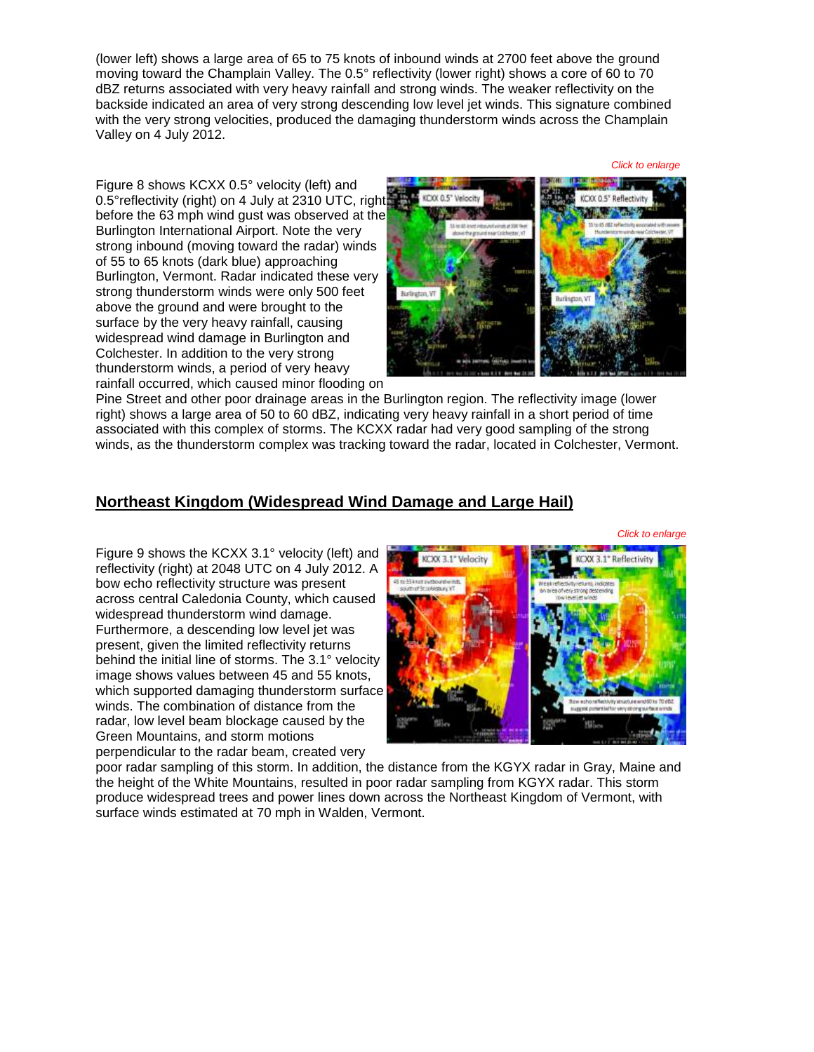(lower left) shows a large area of 65 to 75 knots of inbound winds at 2700 feet above the ground moving toward the Champlain Valley. The 0.5° reflectivity (lower right) shows a core of 60 to 70 dBZ returns associated with very heavy rainfall and strong winds. The weaker reflectivity on the backside indicated an area of very strong descending low level jet winds. This signature combined with the very strong velocities, produced the damaging thunderstorm winds across the Champlain Valley on 4 July 2012.

*Click to enlarge*

Figure 8 shows KCXX 0.5° velocity (left) and 0.5°reflectivity (right) on 4 July at 2310 UTC, right before the 63 mph wind gust was observed at the Burlington International Airport. Note the very strong inbound (moving toward the radar) winds of 55 to 65 knots (dark blue) approaching Burlington, Vermont. Radar indicated these very strong thunderstorm winds were only 500 feet above the ground and were brought to the surface by the very heavy rainfall, causing widespread wind damage in Burlington and Colchester. In addition to the very strong thunderstorm winds, a period of very heavy rainfall occurred, which caused minor flooding on Pine Street and other poor drainage areas in the Burlington region. The reflectivity image (lower right) shows a large area of 50 to 60 dBZ, indicating very heavy rainfall in a short period of time associated with this complex of storms. The KCXX radar had very good sampling of the strong winds, as the thunderstorm complex was tracking toward the radar, located in Colchester, Vermont.

## Northeast Kingdom (Widespread Wind Damage and Large Hail)

*Click to enlarge*

Figure 9 shows the KCXX 3.1° velocity (left) and reflectivity (right) at 2048 UTC on 4 July 2012. A bow echo reflectivity structure was present across central Caledonia County, which caused widespread thunderstorm wind damage. Furthermore, a descending low level jet was present, given the limited reflectivity returns behind the initial line of storms. The 3.1° velocity image shows values between 45 and 55 knots, which supported damaging thunderstorm surface winds. The combination of distance from the radar, low level beam blockage caused by the Green Mountains, and storm motions perpendicular to the radar beam, created very poor radar sampling of this storm. In addition, the distance from the KGYX radar in Gray, Maine and the height of the White Mountains, resulted in poor radar sampling from KGYX radar. This storm produce widespread trees and power lines down across the Northeast Kingdom of Vermont, with surface winds estimated at 70 mph in Walden, Vermont.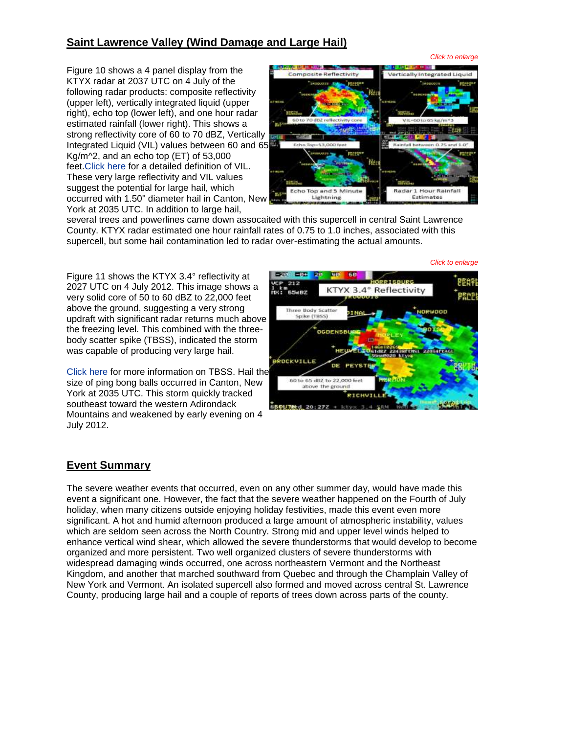## Saint Lawrence Valley (Wind Damage and Large Hail)

Click to enlarge

Figure 10 shows a 4 panel display from the KTYX radar at 2037 UTC on 4 July of the following radar products: composite reflectivity (upper left), vertically integrated liquid (upper right), echo top (lower left), and one hour radar estimated rainfall (lower right). This shows a strong reflectivity core of 60 to 70 dBZ, Vertically Integrated Liquid (VIL) values between 60 and 65 Kg/m^2, and an echo top (ET) of 53,000 feet. Click here for a detailed definition of VIL. These very large reflectivity and VIL values suggest the potential for large hail, which occurred with 1.50" diameter hail in Canton, New York at 2035 UTC. In addition to large hail, several trees and powerlines came down assocaited with this supercell in central Saint Lawrence County. KTYX radar estimated one hour rainfall rates of 0.75 to 1.0 inches, associated with this supercell, but some hail contamination led to radar over-estimating the actual amounts.

Click to enlarge

Figure 11 shows the KTYX 3.4° reflectivity at 2027 UTC on 4 July 2012. This image shows a very solid core of 50 to 60 dBZ to 22,000 feet above the ground, suggesting a very strong updraft with significant radar returns much above the freezing level. This combined with the three-body scatter spike (TBSS), indicated the storm was capable of producing very large hail.

Click here for more information on TBSS. Hail the size of ping bong balls occurred in Canton, New York at 2035 UTC. This storm quickly tracked southeast toward the western Adirondack Mountains and weakened by early evening on 4 July 2012.

## Event Summary

The severe weather events that occurred, even on any other summer day, would have made this event a significant one. However, the fact that the severe weather happened on the Fourth of July holiday, when many citizens outside enjoying holiday festivities, made this event even more significant. A hot and humid afternoon produced a large amount of atmospheric instability, values which are seldom seen across the North Country. Strong mid and upper level winds helped to enhance vertical wind shear, which allowed the severe thunderstorms that would develop to become organized and more persistent. Two well organized clusters of severe thunderstorms with widespread damaging winds occurred, one across northeastern Vermont and the Northeast Kingdom, and another that marched southward from Quebec and through the Champlain Valley of New York and Vermont. An isolated supercell also formed and moved across central St. Lawrence County, producing large hail and a couple of reports of trees down across parts of the county.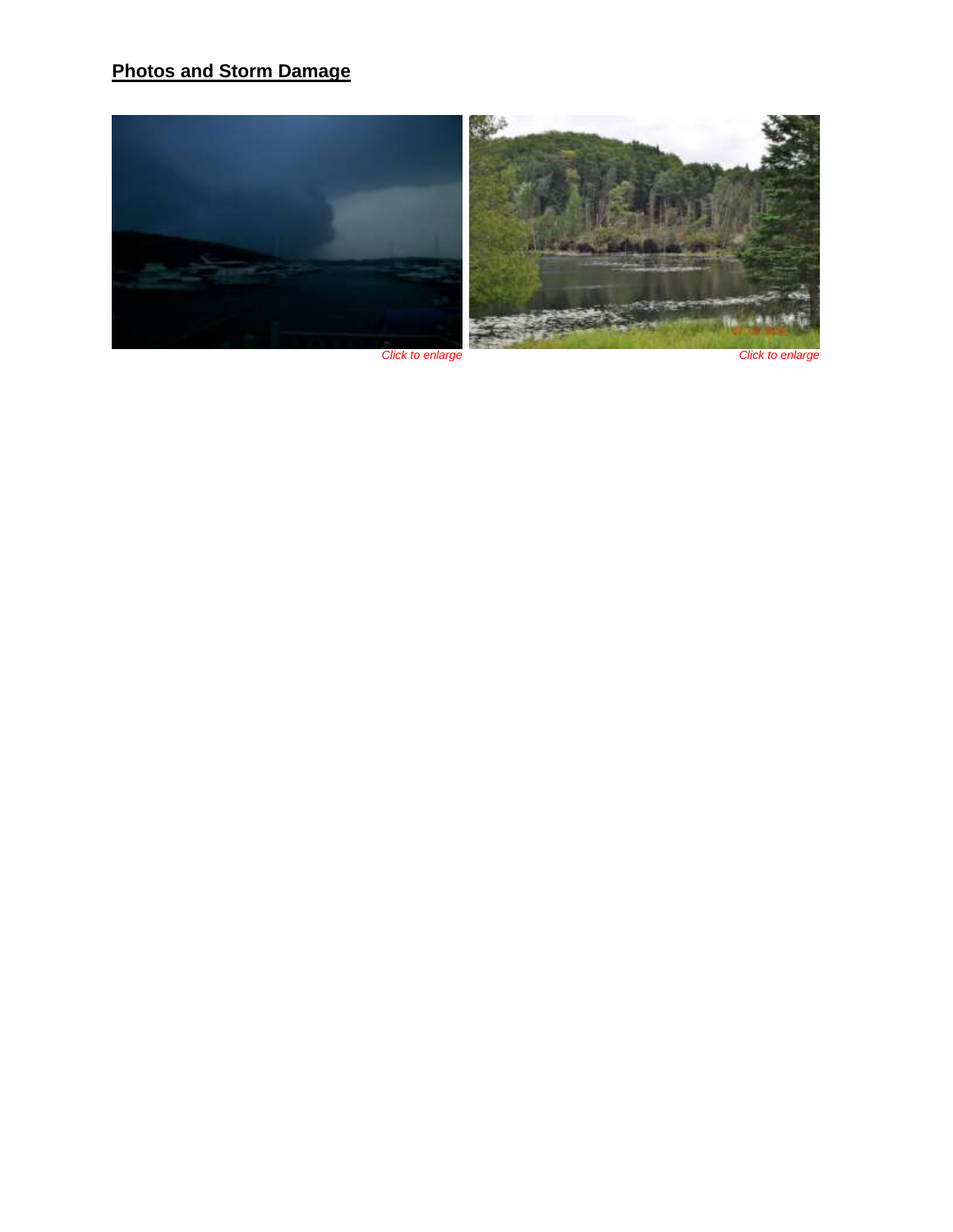## **Photos and Storm Damage**

*Click to enlarge*

*Click to enlarge*